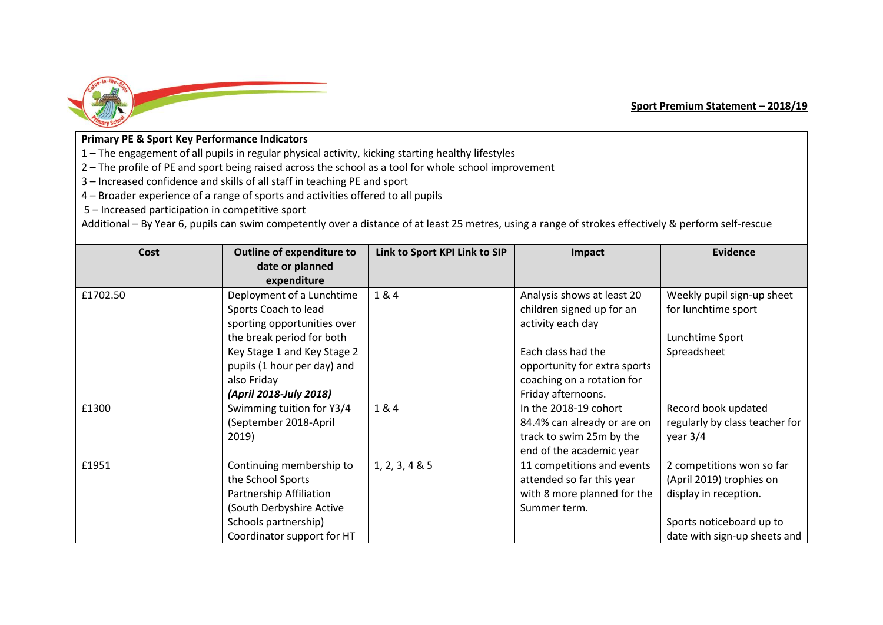**Sport Premium Statement – 2018/19**

**Primary PE & Sport Key Performance Indicators**

1 – The engagement of all pupils in regular physical activity, kicking starting healthy lifestyles
2 – The profile of PE and sport being raised across the school as a tool for whole school improvement
3 – Increased confidence and skills of all staff in teaching PE and sport
4 – Broader experience of a range of sports and activities offered to all pupils
5 – Increased participation in competitive sport
Additional – By Year 6, pupils can swim competently over a distance of at least 25 metres, using a range of strokes effectively & perform self-rescue

| Cost | Outline of expenditure to date or planned expenditure | Link to Sport KPI Link to SIP | Impact | Evidence |
|---|---|---|---|---|
| £1702.50 | Deployment of a Lunchtime Sports Coach to lead sporting opportunities over the break period for both Key Stage 1 and Key Stage 2 pupils (1 hour per day) and also Friday ***(April 2018-July 2018)*** | 1 & 4 | Analysis shows at least 20 children signed up for an activity each day<br><br>Each class had the opportunity for extra sports coaching on a rotation for Friday afternoons. | Weekly pupil sign-up sheet for lunchtime sport<br><br>Lunchtime Sport Spreadsheet |
| £1300 | Swimming tuition for Y3/4 (September 2018-April 2019) | 1 & 4 | In the 2018-19 cohort 84.4% can already or are on track to swim 25m by the end of the academic year | Record book updated regularly by class teacher for year 3/4 |
| £1951 | Continuing membership to the School Sports Partnership Affiliation (South Derbyshire Active Schools partnership) Coordinator support for HT | 1, 2, 3, 4 & 5 | 11 competitions and events attended so far this year with 8 more planned for the Summer term. | 2 competitions won so far (April 2019) trophies on display in reception.<br><br>Sports noticeboard up to date with sign-up sheets and |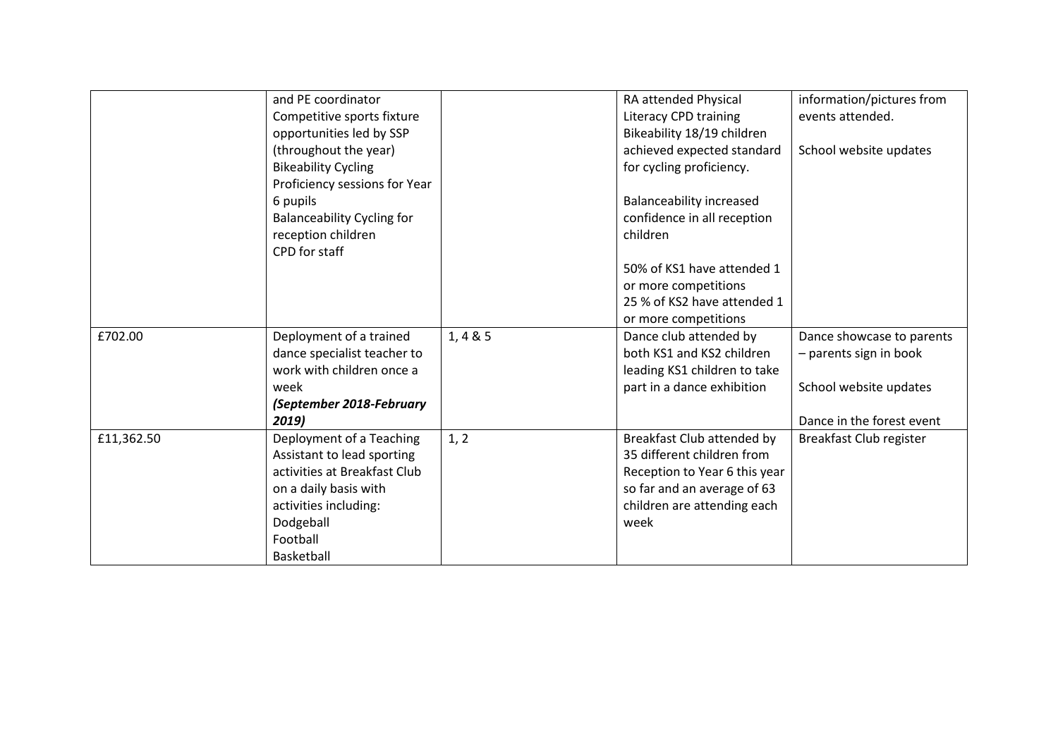| | | | | |
|---|---|---|---|---|
| | and PE coordinator<br>Competitive sports fixture opportunities led by SSP (throughout the year)<br>Bikeability Cycling Proficiency sessions for Year 6 pupils<br>Balanceability Cycling for reception children<br>CPD for staff | | RA attended Physical Literacy CPD training<br>Bikeability 18/19 children achieved expected standard for cycling proficiency.<br><br>Balanceability increased confidence in all reception children<br><br>50% of KS1 have attended 1 or more competitions<br>25 % of KS2 have attended 1 or more competitions | information/pictures from events attended.<br><br>School website updates |
| £702.00 | Deployment of a trained dance specialist teacher to work with children once a week<br>***(September 2018-February 2019)*** | 1, 4 & 5 | Dance club attended by both KS1 and KS2 children leading KS1 children to take part in a dance exhibition | Dance showcase to parents – parents sign in book<br><br>School website updates<br><br>Dance in the forest event |
| £11,362.50 | Deployment of a Teaching Assistant to lead sporting activities at Breakfast Club on a daily basis with activities including:<br>Dodgeball<br>Football<br>Basketball | 1, 2 | Breakfast Club attended by 35 different children from Reception to Year 6 this year so far and an average of 63 children are attending each week | Breakfast Club register |